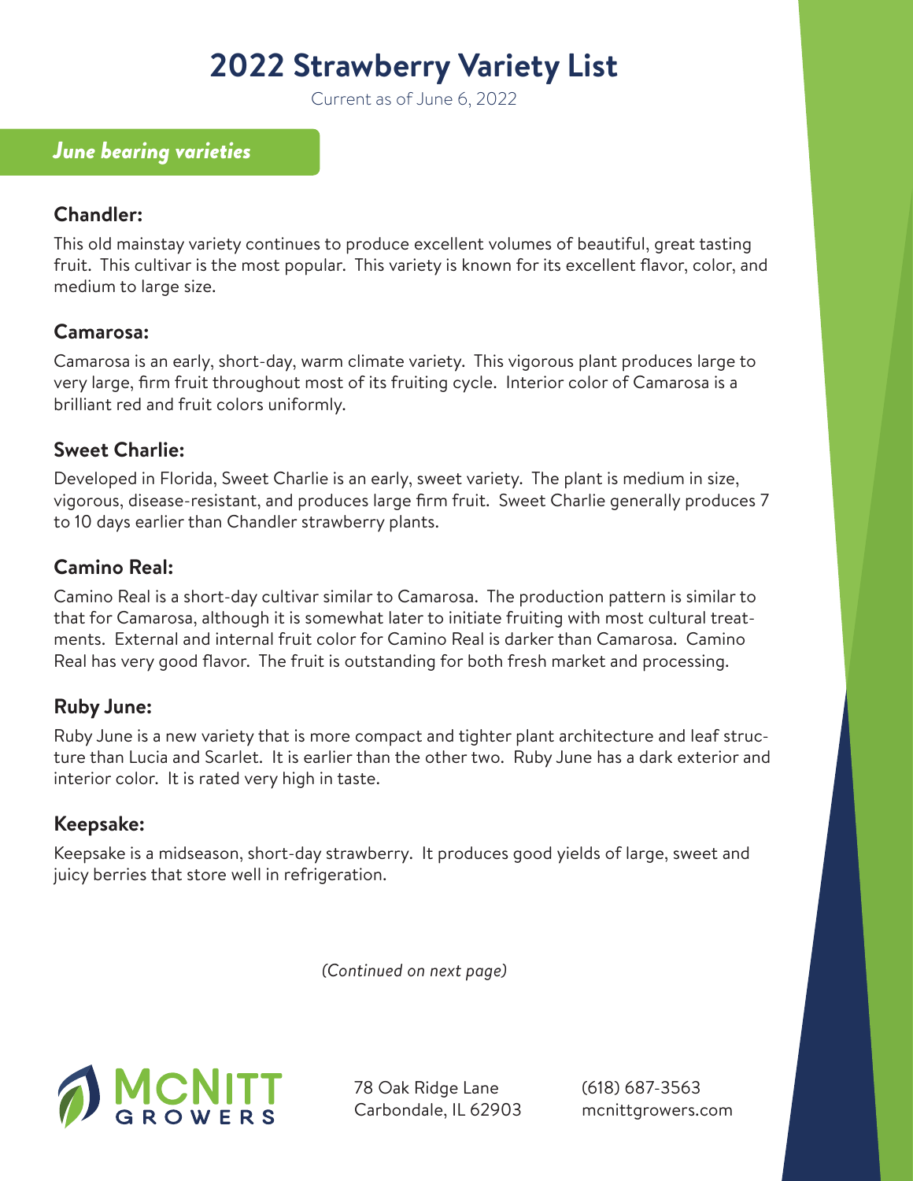# 2022 Strawberry Variety List

Current as of June 6, 2022

## *June bearing varieties*

### Chandler:

This old mainstay variety continues to produce excellent volumes of beautiful, great tasting fruit. This cultivar is the most popular. This variety is known for its excellent flavor, color, and medium to large size.

### Camarosa:

Camarosa is an early, short-day, warm climate variety. This vigorous plant produces large to very large, firm fruit throughout most of its fruiting cycle. Interior color of Camarosa is a brilliant red and fruit colors uniformly.

### Sweet Charlie:

Developed in Florida, Sweet Charlie is an early, sweet variety. The plant is medium in size, vigorous, disease-resistant, and produces large firm fruit. Sweet Charlie generally produces 7 to 10 days earlier than Chandler strawberry plants.

### Camino Real:

Camino Real is a short-day cultivar similar to Camarosa. The production pattern is similar to that for Camarosa, although it is somewhat later to initiate fruiting with most cultural treatments. External and internal fruit color for Camino Real is darker than Camarosa. Camino Real has very good flavor. The fruit is outstanding for both fresh market and processing.

### Ruby June:

Ruby June is a new variety that is more compact and tighter plant architecture and leaf structure than Lucia and Scarlet. It is earlier than the other two. Ruby June has a dark exterior and interior color. It is rated very high in taste.

### Keepsake:

Keepsake is a midseason, short-day strawberry. It produces good yields of large, sweet and juicy berries that store well in refrigeration.

*(Continued on next page)*

MCNITT GROWERS

78 Oak Ridge Lane
Carbondale, IL 62903

(618) 687-3563
mcnittgrowers.com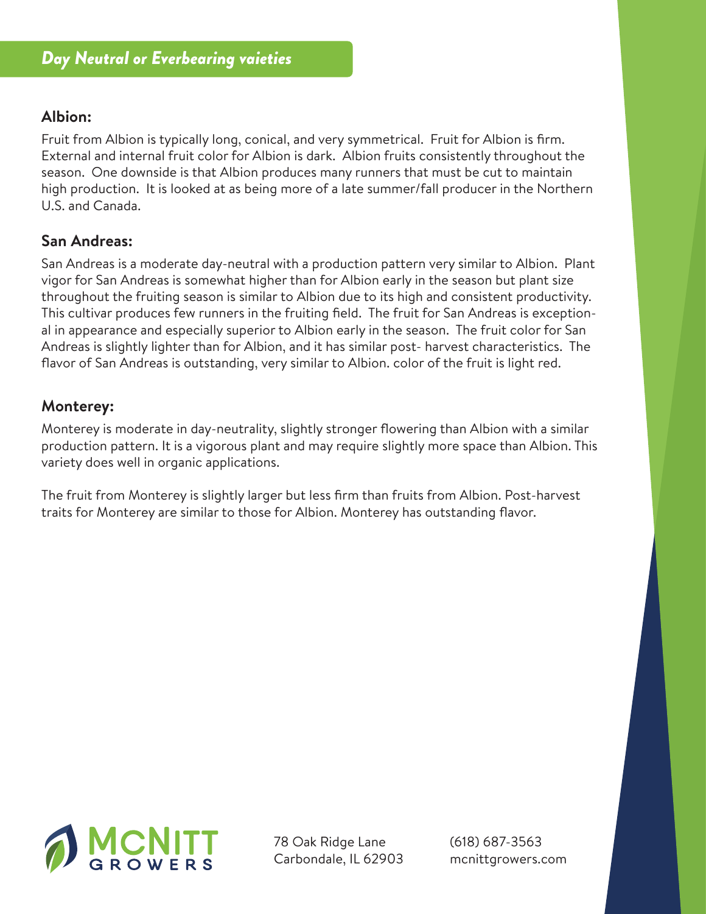## *Day Neutral or Everbearing vaieties*

### Albion:

Fruit from Albion is typically long, conical, and very symmetrical. Fruit for Albion is firm. External and internal fruit color for Albion is dark. Albion fruits consistently throughout the season. One downside is that Albion produces many runners that must be cut to maintain high production. It is looked at as being more of a late summer/fall producer in the Northern U.S. and Canada.

### San Andreas:

San Andreas is a moderate day-neutral with a production pattern very similar to Albion. Plant vigor for San Andreas is somewhat higher than for Albion early in the season but plant size throughout the fruiting season is similar to Albion due to its high and consistent productivity. This cultivar produces few runners in the fruiting field. The fruit for San Andreas is exceptional in appearance and especially superior to Albion early in the season. The fruit color for San Andreas is slightly lighter than for Albion, and it has similar post- harvest characteristics. The flavor of San Andreas is outstanding, very similar to Albion. color of the fruit is light red.

### Monterey:

Monterey is moderate in day-neutrality, slightly stronger flowering than Albion with a similar production pattern. It is a vigorous plant and may require slightly more space than Albion. This variety does well in organic applications.

The fruit from Monterey is slightly larger but less firm than fruits from Albion. Post-harvest traits for Monterey are similar to those for Albion. Monterey has outstanding flavor.

MCNITT GROWERS

78 Oak Ridge Lane
Carbondale, IL 62903

(618) 687-3563
mcnittgrowers.com